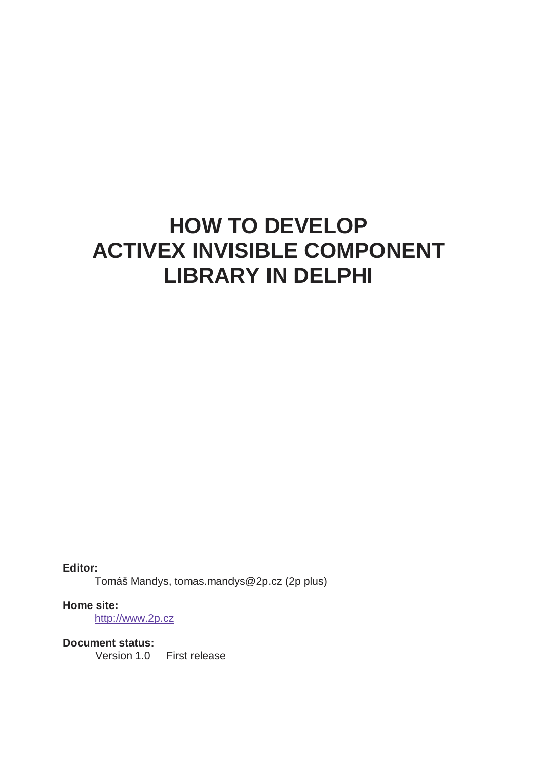# HOW TO DEVELOP ACTIVEX INVISIBLE COMPONENT LIBRARY IN DELPHI

**Editor:**

Tomáš Mandys, tomas.mandys@2p.cz (2p plus)

**Home site:**

http://www.2p.cz

**Document status:**

Version 1.0 First release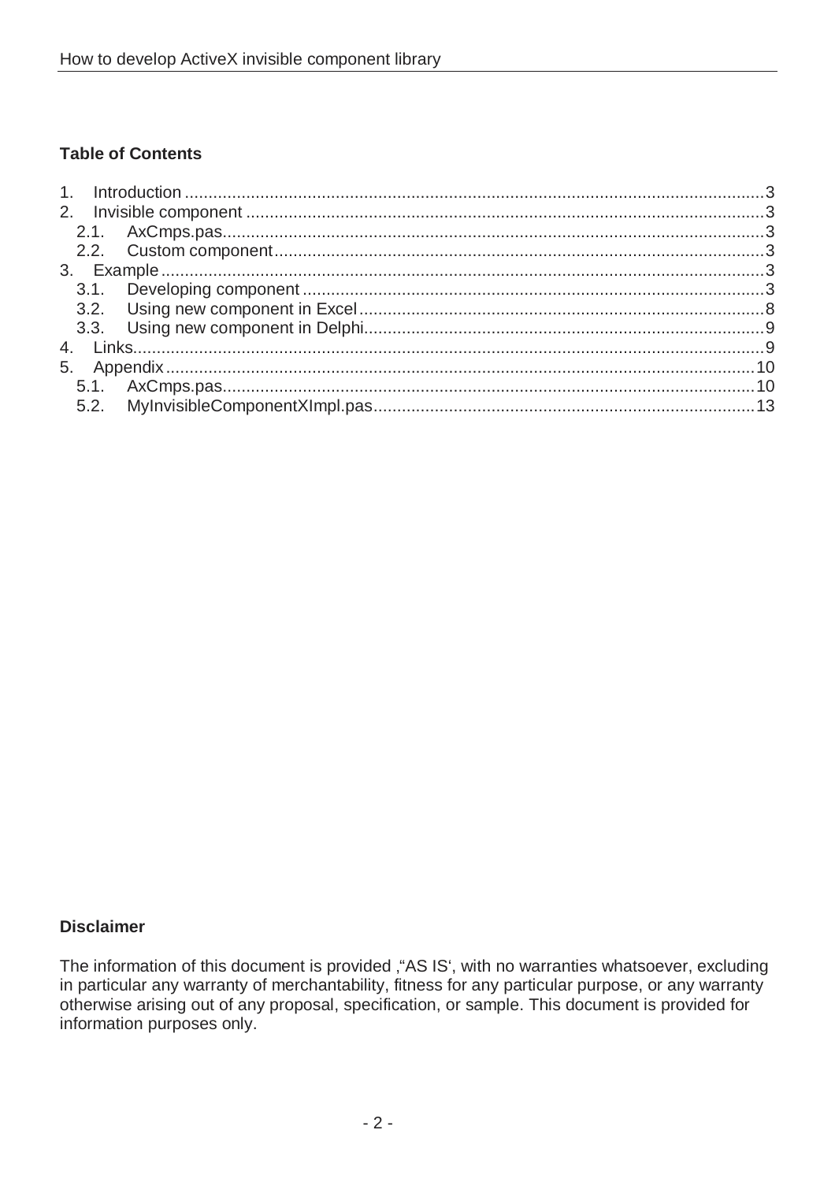**Table of Contents**

1. Introduction ........................................................................................................................... 3
2. Invisible component ............................................................................................................. 3
   2.1. AxCmps.pas .................................................................................................................. 3
   2.2. Custom component ........................................................................................................ 3
3. Example ................................................................................................................................ 3
   3.1. Developing component .................................................................................................. 3
   3.2. Using new component in Excel ...................................................................................... 8
   3.3. Using new component in Delphi .................................................................................... 9
4. Links...................................................................................................................................... 9
5. Appendix ............................................................................................................................. 10
   5.1. AxCmps.pas ................................................................................................................ 10
   5.2. MyInvisibleComponentXImpl.pas ................................................................................. 13

**Disclaimer**

The information of this document is provided ,"AS IS', with no warranties whatsoever, excluding in particular any warranty of merchantability, fitness for any particular purpose, or any warranty otherwise arising out of any proposal, specification, or sample. This document is provided for information purposes only.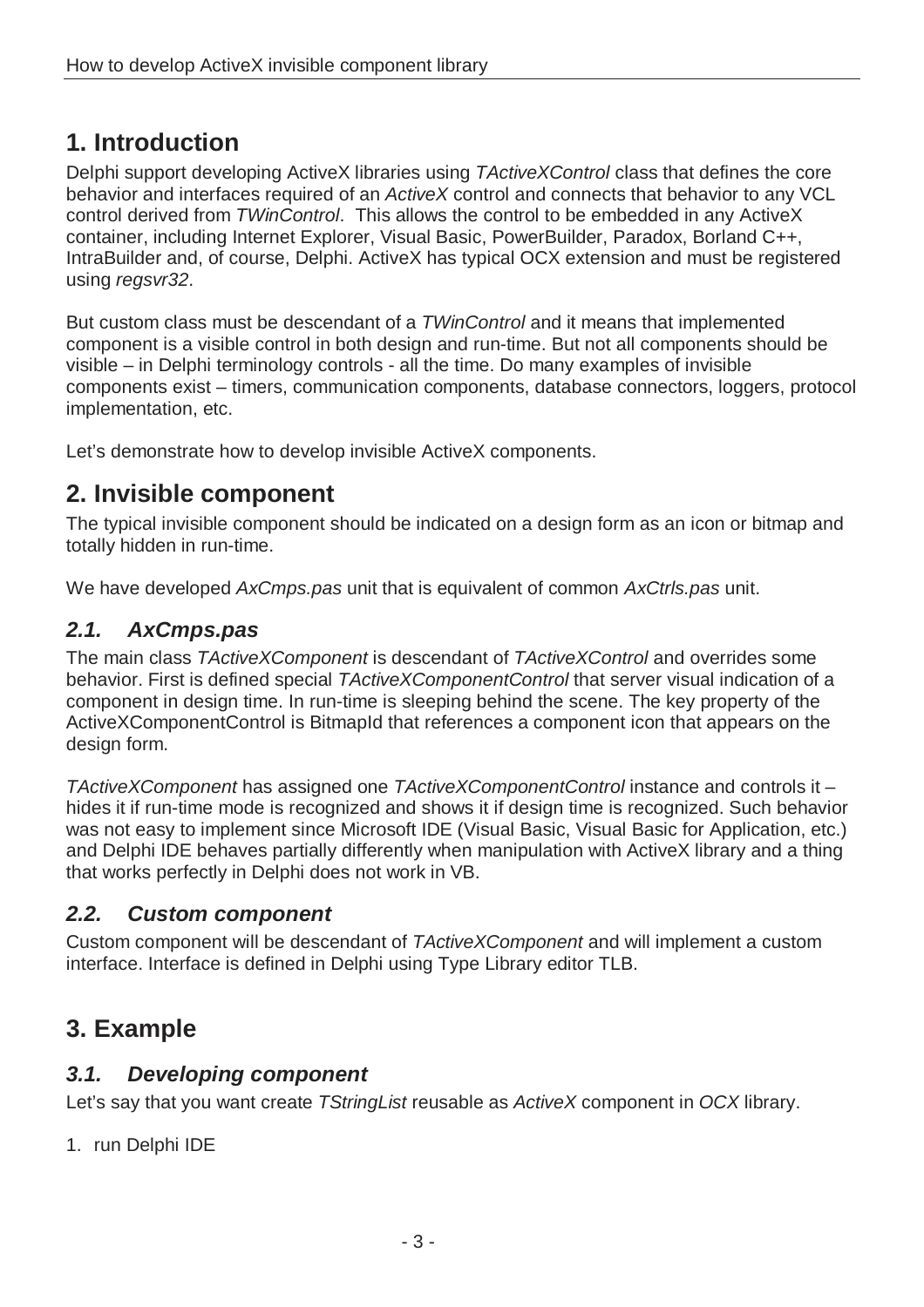# 1. Introduction

Delphi support developing ActiveX libraries using *TActiveXControl* class that defines the core behavior and interfaces required of an *ActiveX* control and connects that behavior to any VCL control derived from *TWinControl*. This allows the control to be embedded in any ActiveX container, including Internet Explorer, Visual Basic, PowerBuilder, Paradox, Borland C++, IntraBuilder and, of course, Delphi. ActiveX has typical OCX extension and must be registered using *regsvr32*.

But custom class must be descendant of a *TWinControl* and it means that implemented component is a visible control in both design and run-time. But not all components should be visible – in Delphi terminology controls - all the time. Do many examples of invisible components exist – timers, communication components, database connectors, loggers, protocol implementation, etc.

Let's demonstrate how to develop invisible ActiveX components.

# 2. Invisible component

The typical invisible component should be indicated on a design form as an icon or bitmap and totally hidden in run-time.

We have developed *AxCmps.pas* unit that is equivalent of common *AxCtrls.pas* unit.

## *2.1. AxCmps.pas*

The main class *TActiveXComponent* is descendant of *TActiveXControl* and overrides some behavior. First is defined special *TActiveXComponentControl* that server visual indication of a component in design time. In run-time is sleeping behind the scene. The key property of the ActiveXComponentControl is BitmapId that references a component icon that appears on the design form.

*TActiveXComponent* has assigned one *TActiveXComponentControl* instance and controls it – hides it if run-time mode is recognized and shows it if design time is recognized. Such behavior was not easy to implement since Microsoft IDE (Visual Basic, Visual Basic for Application, etc.) and Delphi IDE behaves partially differently when manipulation with ActiveX library and a thing that works perfectly in Delphi does not work in VB.

## *2.2. Custom component*

Custom component will be descendant of *TActiveXComponent* and will implement a custom interface. Interface is defined in Delphi using Type Library editor TLB.

# 3. Example

## *3.1. Developing component*

Let's say that you want create *TStringList* reusable as *ActiveX* component in *OCX* library.

1. run Delphi IDE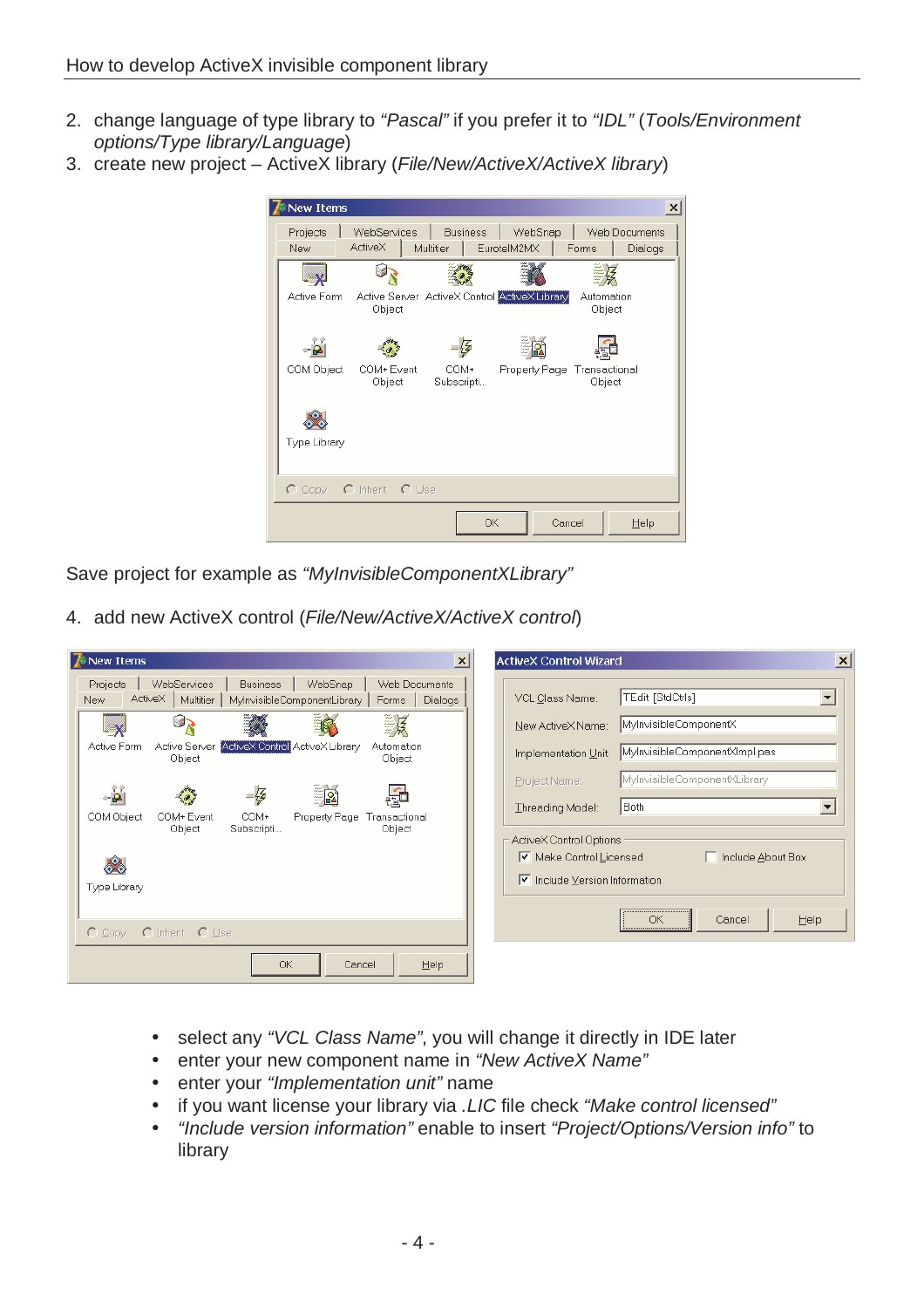2. change language of type library to *"Pascal"* if you prefer it to *"IDL"* (*Tools/Environment options/Type library/Language*)
3. create new project – ActiveX library (*File/New/ActiveX/ActiveX library*)

Save project for example as *"MyInvisibleComponentXLibrary"*

4. add new ActiveX control (*File/New/ActiveX/ActiveX control*)

- select any *"VCL Class Name"*, you will change it directly in IDE later
- enter your new component name in *"New ActiveX Name"*
- enter your *"Implementation unit"* name
- if you want license your library via *.LIC* file check *"Make control licensed"*
- *"Include version information"* enable to insert *"Project/Options/Version info"* to library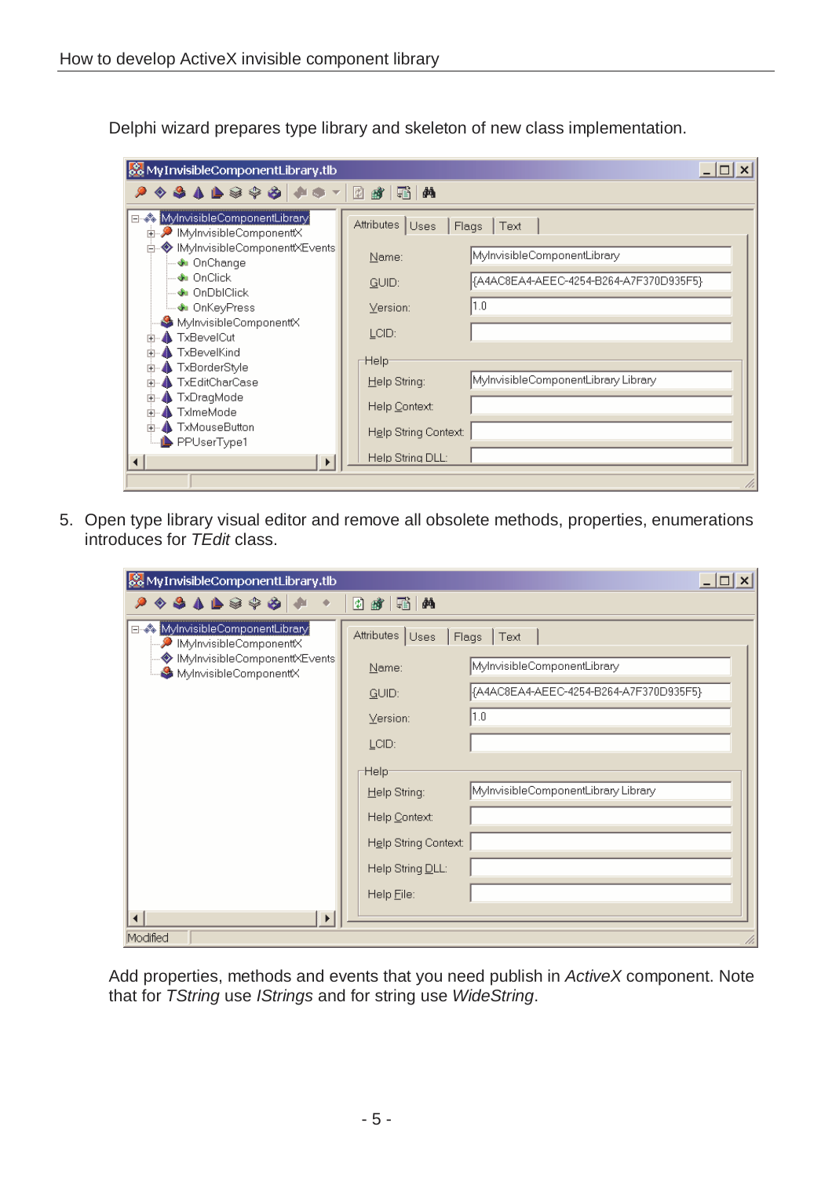Delphi wizard prepares type library and skeleton of new class implementation.

5. Open type library visual editor and remove all obsolete methods, properties, enumerations introduces for *TEdit* class.

Add properties, methods and events that you need publish in *ActiveX* component. Note that for *TString* use *IStrings* and for string use *WideString*.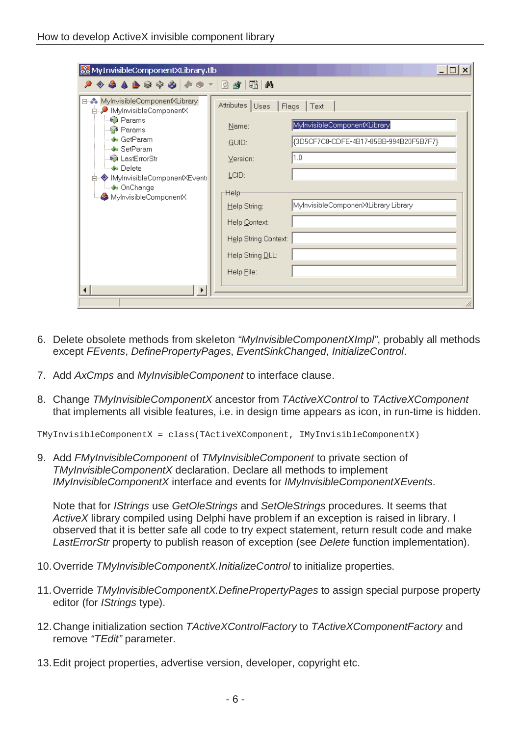6. Delete obsolete methods from skeleton *"MyInvisibleComponentXImpl"*, probably all methods except *FEvents*, *DefinePropertyPages*, *EventSinkChanged*, *InitializeControl*.

7. Add *AxCmps* and *MyInvisibleComponent* to interface clause.

8. Change *TMyInvisibleComponentX* ancestor from *TActiveXControl* to *TActiveXComponent* that implements all visible features, i.e. in design time appears as icon, in run-time is hidden.

```
TMyInvisibleComponentX = class(TActiveXComponent, IMyInvisibleComponentX)
```

9. Add *FMyInvisibleComponent* of *TMyInvisibleComponent* to private section of *TMyInvisibleComponentX* declaration. Declare all methods to implement *IMyInvisibleComponentX* interface and events for *IMyInvisibleComponentXEvents*.

   Note that for *IStrings* use *GetOleStrings* and *SetOleStrings* procedures. It seems that *ActiveX* library compiled using Delphi have problem if an exception is raised in library. I observed that it is better safe all code to try expect statement, return result code and make *LastErrorStr* property to publish reason of exception (see *Delete* function implementation).

10. Override *TMyInvisibleComponentX.InitializeControl* to initialize properties.

11. Override *TMyInvisibleComponentX.DefinePropertyPages* to assign special purpose property editor (for *IStrings* type).

12. Change initialization section *TActiveXControlFactory* to *TActiveXComponentFactory* and remove *"TEdit"* parameter.

13. Edit project properties, advertise version, developer, copyright etc.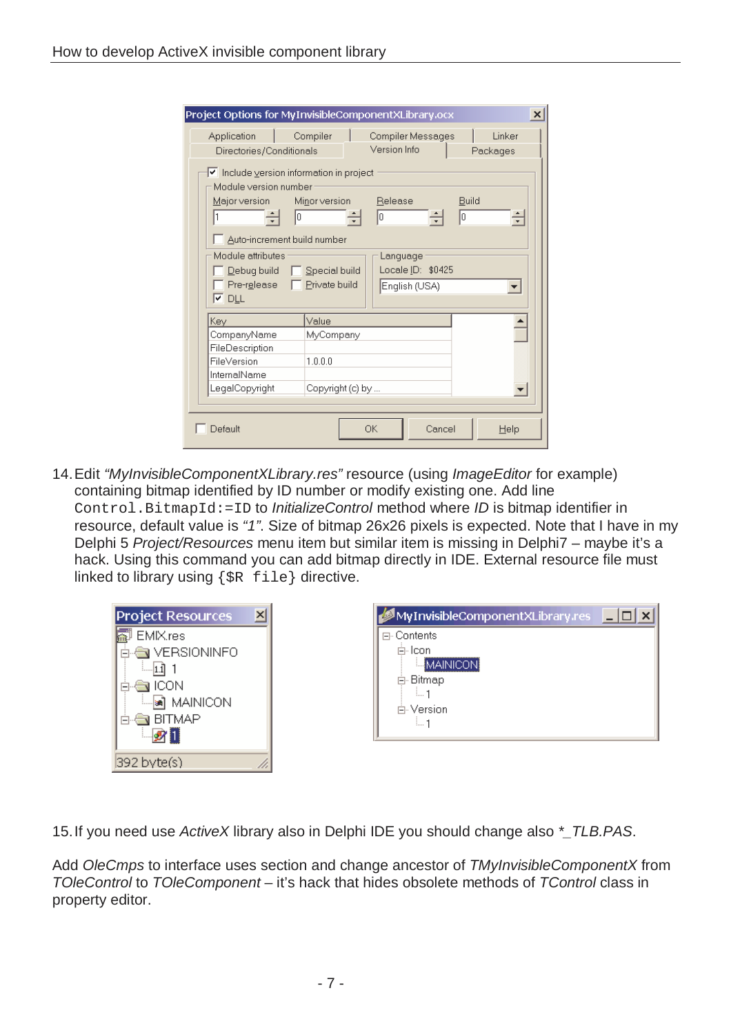14. Edit *"MyInvisibleComponentXLibrary.res"* resource (using *ImageEditor* for example) containing bitmap identified by ID number or modify existing one. Add line `Control.BitmapId:=ID` to *InitializeControl* method where *ID* is bitmap identifier in resource, default value is *"1"*. Size of bitmap 26x26 pixels is expected. Note that I have in my Delphi 5 *Project/Resources* menu item but similar item is missing in Delphi7 – maybe it's a hack. Using this command you can add bitmap directly in IDE. External resource file must linked to library using `{$R file}` directive.

15. If you need use *ActiveX* library also in Delphi IDE you should change also **_TLB.PAS*.

Add *OleCmps* to interface uses section and change ancestor of *TMyInvisibleComponentX* from *TOleControl* to *TOleComponent* – it's hack that hides obsolete methods of *TControl* class in property editor.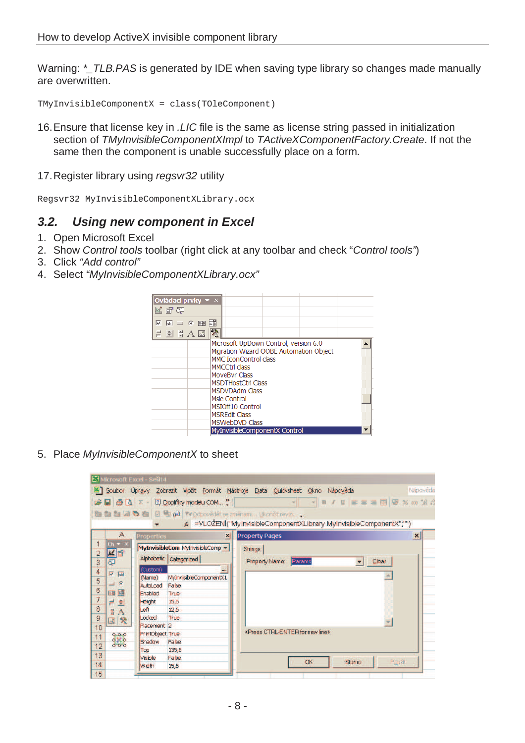Warning: *_TLB.PAS is generated by IDE when saving type library so changes made manually are overwritten.

```
TMyInvisibleComponentX = class(TOleComponent)
```

16. Ensure that license key in *.LIC* file is the same as license string passed in initialization section of *TMyInvisibleComponentXImpl* to *TActiveXComponentFactory.Create*. If not the same then the component is unable successfully place on a form.

17. Register library using *regsvr32* utility

```
Regsvr32 MyInvisibleComponentXLibrary.ocx
```

### 3.2. Using new component in Excel

1. Open Microsoft Excel
2. Show *Control tools* toolbar (right click at any toolbar and check "*Control tools*")
3. Click *"Add control"*
4. Select *"MyInvisibleComponentXLibrary.ocx"*

5. Place *MyInvisibleComponentX* to sheet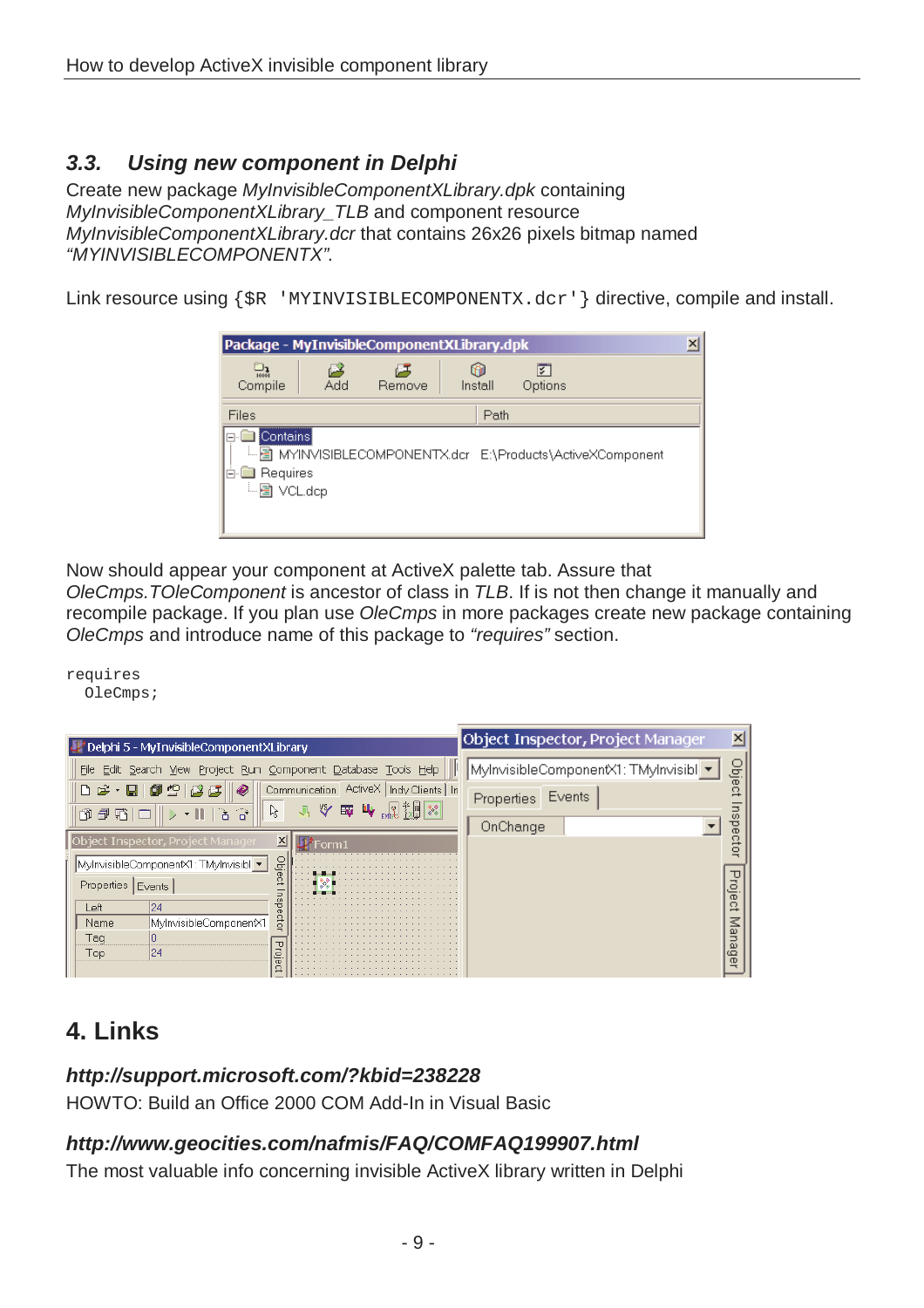### 3.3. *Using new component in Delphi*

Create new package *MyInvisibleComponentXLibrary.dpk* containing *MyInvisibleComponentXLibrary_TLB* and component resource *MyInvisibleComponentXLibrary.dcr* that contains 26x26 pixels bitmap named *"MYINVISIBLECOMPONENTX".*

Link resource using `{$R 'MYINVISIBLECOMPONENTX.dcr'}` directive, compile and install.

Now should appear your component at ActiveX palette tab. Assure that *OleCmps.TOleComponent* is ancestor of class in *TLB*. If is not then change it manually and recompile package. If you plan use *OleCmps* in more packages create new package containing *OleCmps* and introduce name of this package to *"requires"* section.

```
requires
  OleCmps;
```

## 4. Links

***http://support.microsoft.com/?kbid=238228***

HOWTO: Build an Office 2000 COM Add-In in Visual Basic

***http://www.geocities.com/nafmis/FAQ/COMFAQ199907.html***

The most valuable info concerning invisible ActiveX library written in Delphi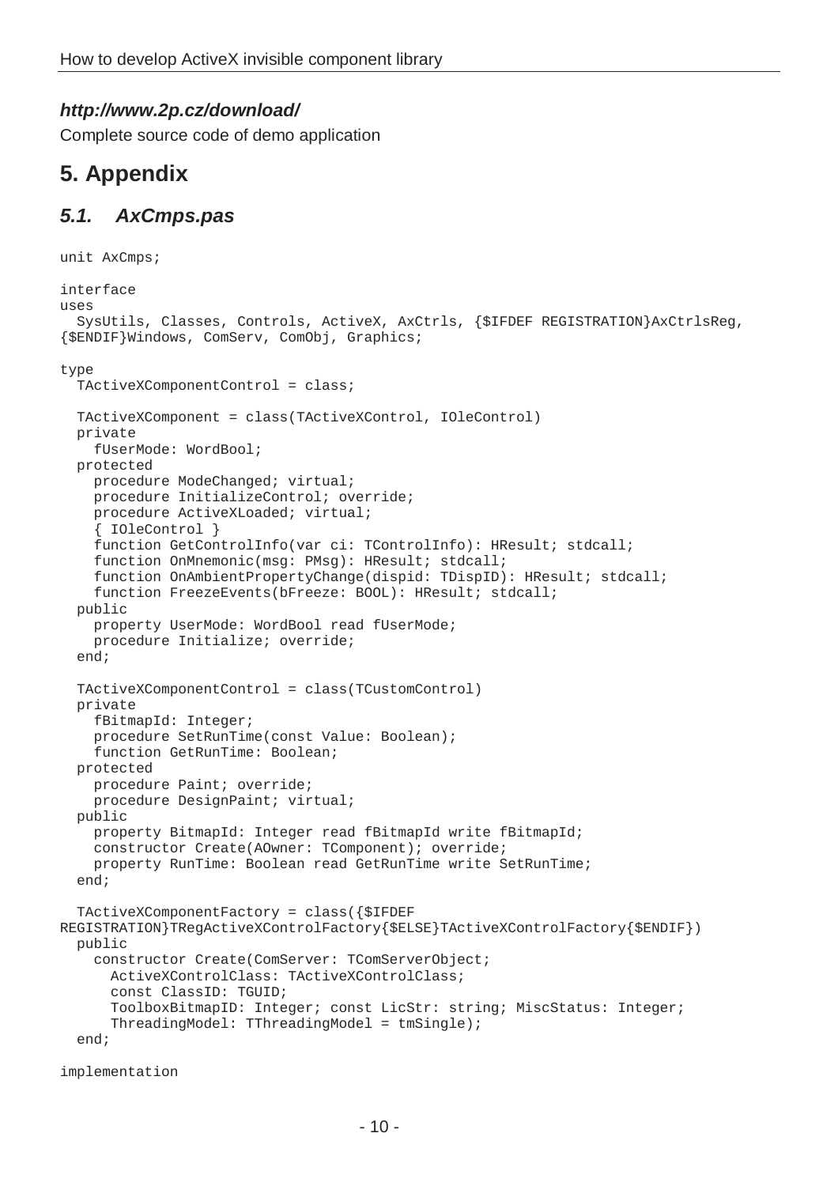***http://www.2p.cz/download/***

Complete source code of demo application

# 5. Appendix

## *5.1. AxCmps.pas*

```
unit AxCmps;

interface
uses
  SysUtils, Classes, Controls, ActiveX, AxCtrls, {$IFDEF REGISTRATION}AxCtrlsReg,
{$ENDIF}Windows, ComServ, ComObj, Graphics;

type
  TActiveXComponentControl = class;

  TActiveXComponent = class(TActiveXControl, IOleControl)
  private
    fUserMode: WordBool;
  protected
    procedure ModeChanged; virtual;
    procedure InitializeControl; override;
    procedure ActiveXLoaded; virtual;
    { IOleControl }
    function GetControlInfo(var ci: TControlInfo): HResult; stdcall;
    function OnMnemonic(msg: PMsg): HResult; stdcall;
    function OnAmbientPropertyChange(dispid: TDispID): HResult; stdcall;
    function FreezeEvents(bFreeze: BOOL): HResult; stdcall;
  public
    property UserMode: WordBool read fUserMode;
    procedure Initialize; override;
  end;

  TActiveXComponentControl = class(TCustomControl)
  private
    fBitmapId: Integer;
    procedure SetRunTime(const Value: Boolean);
    function GetRunTime: Boolean;
  protected
    procedure Paint; override;
    procedure DesignPaint; virtual;
  public
    property BitmapId: Integer read fBitmapId write fBitmapId;
    constructor Create(AOwner: TComponent); override;
    property RunTime: Boolean read GetRunTime write SetRunTime;
  end;

  TActiveXComponentFactory = class({$IFDEF
REGISTRATION}TRegActiveXControlFactory{$ELSE}TActiveXControlFactory{$ENDIF})
  public
    constructor Create(ComServer: TComServerObject;
      ActiveXControlClass: TActiveXControlClass;
      const ClassID: TGUID;
      ToolboxBitmapID: Integer; const LicStr: string; MiscStatus: Integer;
      ThreadingModel: TThreadingModel = tmSingle);
  end;

implementation
```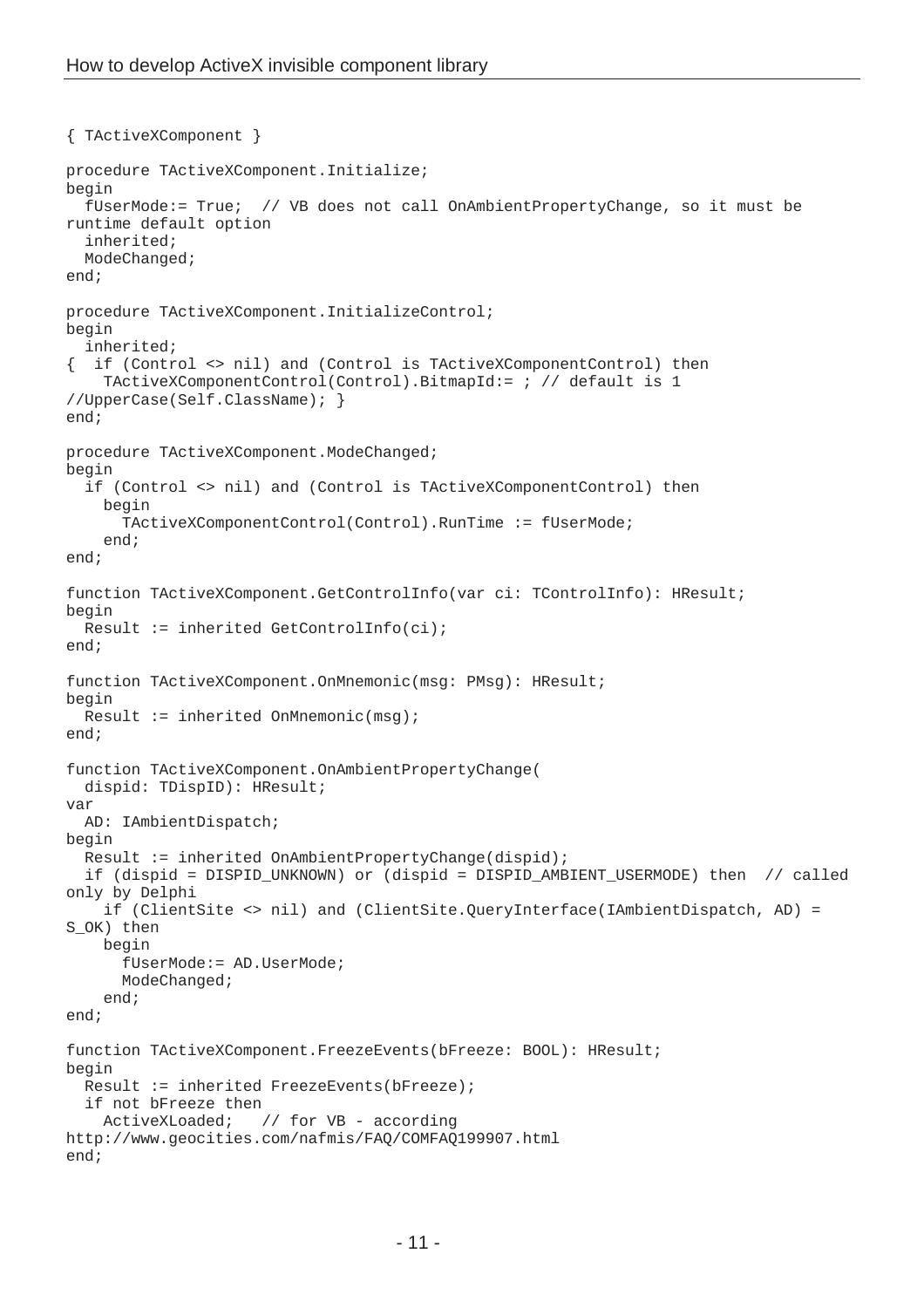```
{ TActiveXComponent }

procedure TActiveXComponent.Initialize;
begin
  fUserMode:= True;  // VB does not call OnAmbientPropertyChange, so it must be
runtime default option
  inherited;
  ModeChanged;
end;

procedure TActiveXComponent.InitializeControl;
begin
  inherited;
{  if (Control <> nil) and (Control is TActiveXComponentControl) then
    TActiveXComponentControl(Control).BitmapId:= ; // default is 1
//UpperCase(Self.ClassName); }
end;

procedure TActiveXComponent.ModeChanged;
begin
  if (Control <> nil) and (Control is TActiveXComponentControl) then
    begin
      TActiveXComponentControl(Control).RunTime := fUserMode;
    end;
end;

function TActiveXComponent.GetControlInfo(var ci: TControlInfo): HResult;
begin
  Result := inherited GetControlInfo(ci);
end;

function TActiveXComponent.OnMnemonic(msg: PMsg): HResult;
begin
  Result := inherited OnMnemonic(msg);
end;

function TActiveXComponent.OnAmbientPropertyChange(
  dispid: TDispID): HResult;
var
  AD: IAmbientDispatch;
begin
  Result := inherited OnAmbientPropertyChange(dispid);
  if (dispid = DISPID_UNKNOWN) or (dispid = DISPID_AMBIENT_USERMODE) then  // called
only by Delphi
    if (ClientSite <> nil) and (ClientSite.QueryInterface(IAmbientDispatch, AD) =
S_OK) then
    begin
      fUserMode:= AD.UserMode;
      ModeChanged;
    end;
end;

function TActiveXComponent.FreezeEvents(bFreeze: BOOL): HResult;
begin
  Result := inherited FreezeEvents(bFreeze);
  if not bFreeze then
    ActiveXLoaded;   // for VB - according
http://www.geocities.com/nafmis/FAQ/COMFAQ199907.html
end;
```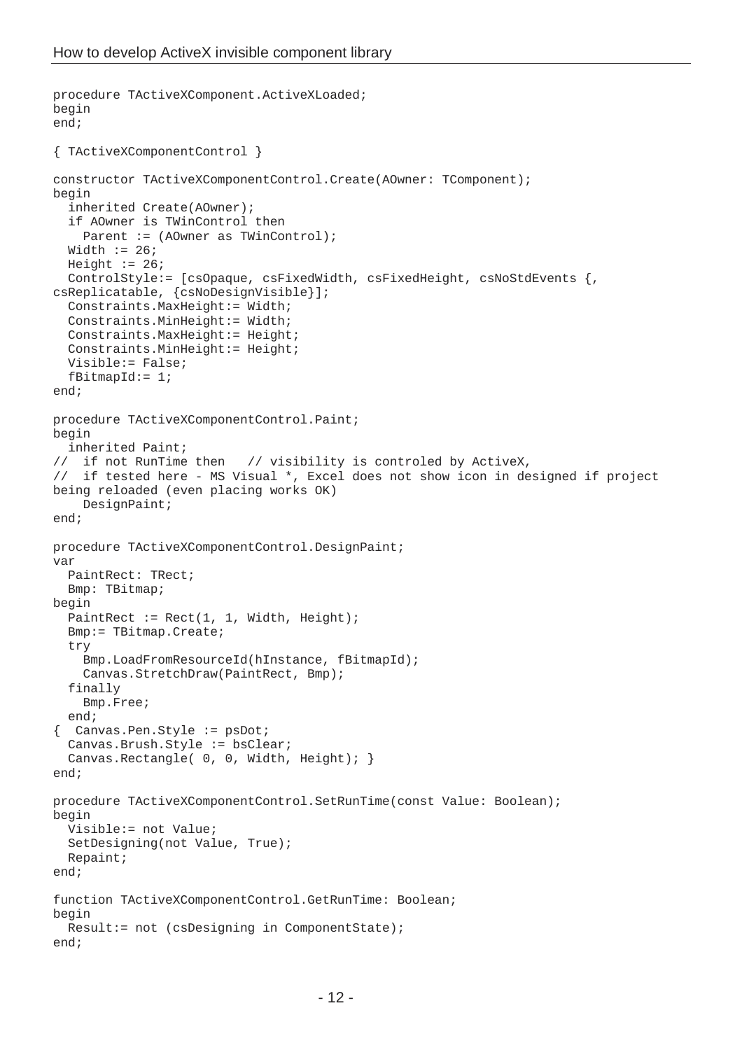```
procedure TActiveXComponent.ActiveXLoaded;
begin
end;

{ TActiveXComponentControl }

constructor TActiveXComponentControl.Create(AOwner: TComponent);
begin
  inherited Create(AOwner);
  if AOwner is TWinControl then
    Parent := (AOwner as TWinControl);
  Width := 26;
  Height := 26;
  ControlStyle:= [csOpaque, csFixedWidth, csFixedHeight, csNoStdEvents {,
csReplicatable, {csNoDesignVisible}];
  Constraints.MaxHeight:= Width;
  Constraints.MinHeight:= Width;
  Constraints.MaxHeight:= Height;
  Constraints.MinHeight:= Height;
  Visible:= False;
  fBitmapId:= 1;
end;

procedure TActiveXComponentControl.Paint;
begin
  inherited Paint;
//  if not RunTime then   // visibility is controled by ActiveX,
//  if tested here - MS Visual *, Excel does not show icon in designed if project
being reloaded (even placing works OK)
    DesignPaint;
end;

procedure TActiveXComponentControl.DesignPaint;
var
  PaintRect: TRect;
  Bmp: TBitmap;
begin
  PaintRect := Rect(1, 1, Width, Height);
  Bmp:= TBitmap.Create;
  try
    Bmp.LoadFromResourceId(hInstance, fBitmapId);
    Canvas.StretchDraw(PaintRect, Bmp);
  finally
    Bmp.Free;
  end;
{  Canvas.Pen.Style := psDot;
  Canvas.Brush.Style := bsClear;
  Canvas.Rectangle( 0, 0, Width, Height); }
end;

procedure TActiveXComponentControl.SetRunTime(const Value: Boolean);
begin
  Visible:= not Value;
  SetDesigning(not Value, True);
  Repaint;
end;

function TActiveXComponentControl.GetRunTime: Boolean;
begin
  Result:= not (csDesigning in ComponentState);
end;
```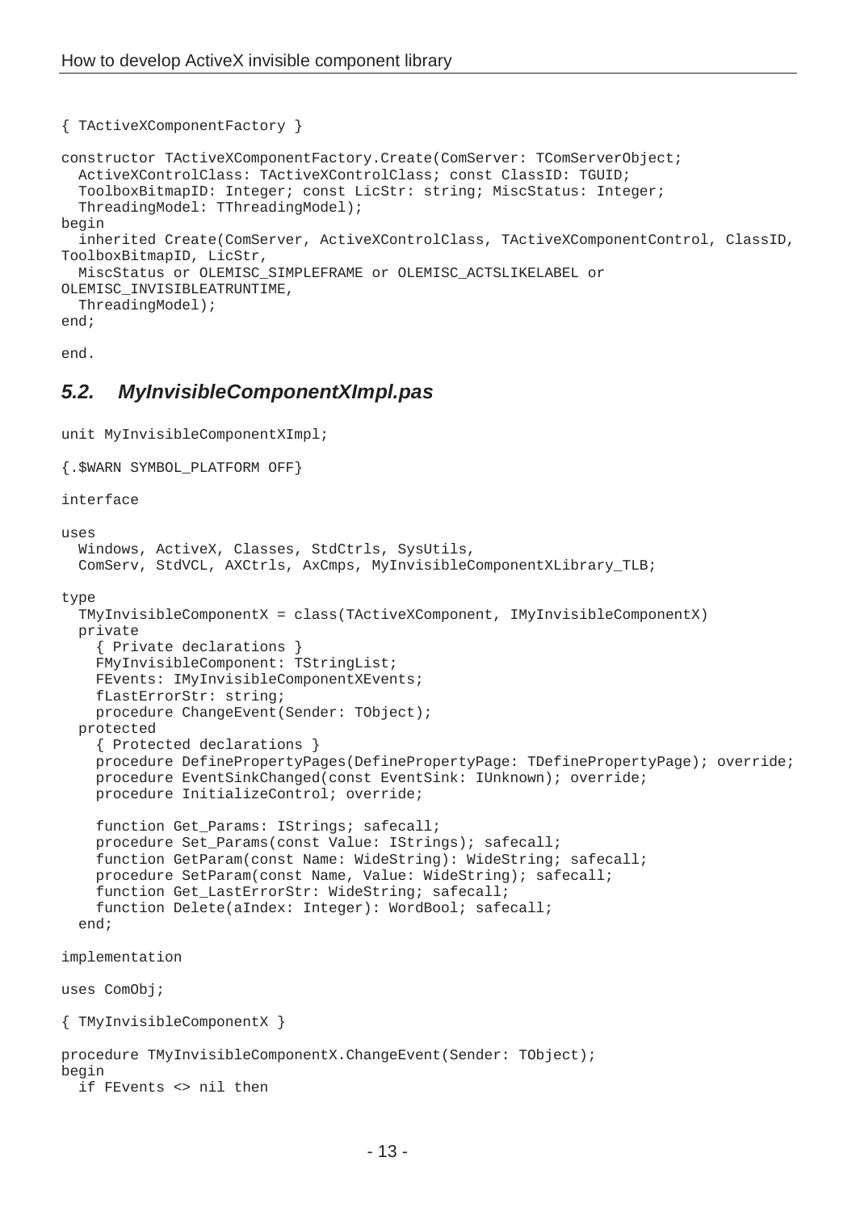```
{ TActiveXComponentFactory }

constructor TActiveXComponentFactory.Create(ComServer: TComServerObject;
  ActiveXControlClass: TActiveXControlClass; const ClassID: TGUID;
  ToolboxBitmapID: Integer; const LicStr: string; MiscStatus: Integer;
  ThreadingModel: TThreadingModel);
begin
  inherited Create(ComServer, ActiveXControlClass, TActiveXComponentControl, ClassID,
ToolboxBitmapID, LicStr,
  MiscStatus or OLEMISC_SIMPLEFRAME or OLEMISC_ACTSLIKELABEL or
OLEMISC_INVISIBLEATRUNTIME,
  ThreadingModel);
end;

end.
```

## *5.2. MyInvisibleComponentXImpl.pas*

```
unit MyInvisibleComponentXImpl;

{.$WARN SYMBOL_PLATFORM OFF}

interface

uses
  Windows, ActiveX, Classes, StdCtrls, SysUtils,
  ComServ, StdVCL, AXCtrls, AxCmps, MyInvisibleComponentXLibrary_TLB;

type
  TMyInvisibleComponentX = class(TActiveXComponent, IMyInvisibleComponentX)
  private
    { Private declarations }
    FMyInvisibleComponent: TStringList;
    FEvents: IMyInvisibleComponentXEvents;
    fLastErrorStr: string;
    procedure ChangeEvent(Sender: TObject);
  protected
    { Protected declarations }
    procedure DefinePropertyPages(DefinePropertyPage: TDefinePropertyPage); override;
    procedure EventSinkChanged(const EventSink: IUnknown); override;
    procedure InitializeControl; override;

    function Get_Params: IStrings; safecall;
    procedure Set_Params(const Value: IStrings); safecall;
    function GetParam(const Name: WideString): WideString; safecall;
    procedure SetParam(const Name, Value: WideString); safecall;
    function Get_LastErrorStr: WideString; safecall;
    function Delete(aIndex: Integer): WordBool; safecall;
  end;

implementation

uses ComObj;

{ TMyInvisibleComponentX }

procedure TMyInvisibleComponentX.ChangeEvent(Sender: TObject);
begin
  if FEvents <> nil then
```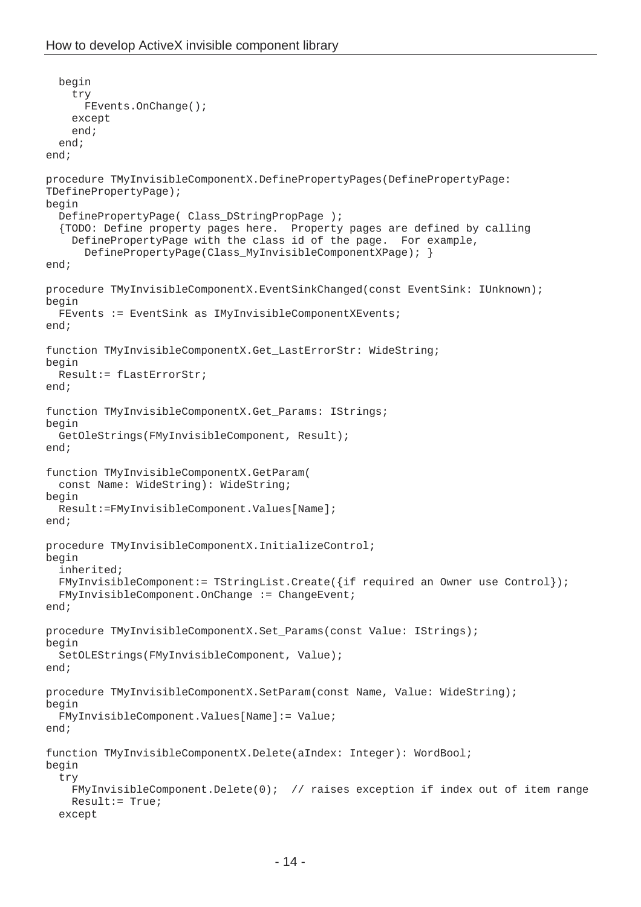```
  begin
    try
      FEvents.OnChange();
    except
    end;
  end;
end;

procedure TMyInvisibleComponentX.DefinePropertyPages(DefinePropertyPage:
TDefinePropertyPage);
begin
  DefinePropertyPage( Class_DStringPropPage );
  {TODO: Define property pages here.  Property pages are defined by calling
    DefinePropertyPage with the class id of the page.  For example,
      DefinePropertyPage(Class_MyInvisibleComponentXPage); }
end;

procedure TMyInvisibleComponentX.EventSinkChanged(const EventSink: IUnknown);
begin
  FEvents := EventSink as IMyInvisibleComponentXEvents;
end;

function TMyInvisibleComponentX.Get_LastErrorStr: WideString;
begin
  Result:= fLastErrorStr;
end;

function TMyInvisibleComponentX.Get_Params: IStrings;
begin
  GetOleStrings(FMyInvisibleComponent, Result);
end;

function TMyInvisibleComponentX.GetParam(
  const Name: WideString): WideString;
begin
  Result:=FMyInvisibleComponent.Values[Name];
end;

procedure TMyInvisibleComponentX.InitializeControl;
begin
  inherited;
  FMyInvisibleComponent:= TStringList.Create({if required an Owner use Control});
  FMyInvisibleComponent.OnChange := ChangeEvent;
end;

procedure TMyInvisibleComponentX.Set_Params(const Value: IStrings);
begin
  SetOLEStrings(FMyInvisibleComponent, Value);
end;

procedure TMyInvisibleComponentX.SetParam(const Name, Value: WideString);
begin
  FMyInvisibleComponent.Values[Name]:= Value;
end;

function TMyInvisibleComponentX.Delete(aIndex: Integer): WordBool;
begin
  try
    FMyInvisibleComponent.Delete(0);  // raises exception if index out of item range
    Result:= True;
  except
```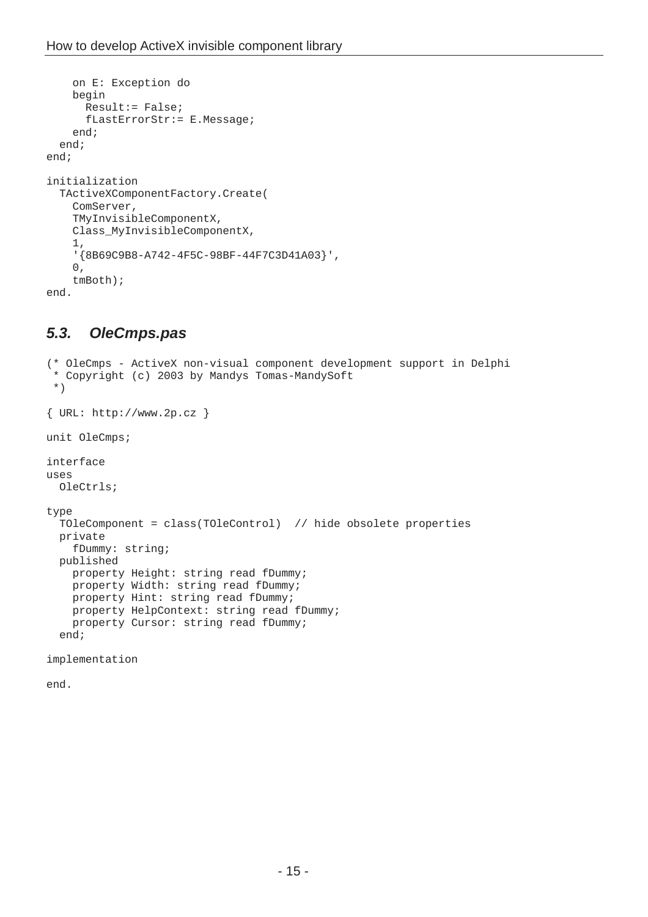```
    on E: Exception do
    begin
      Result:= False;
      fLastErrorStr:= E.Message;
    end;
  end;
end;

initialization
  TActiveXComponentFactory.Create(
    ComServer,
    TMyInvisibleComponentX,
    Class_MyInvisibleComponentX,
    1,
    '{8B69C9B8-A742-4F5C-98BF-44F7C3D41A03}',
    0,
    tmBoth);
end.
```

## 5.3. OleCmps.pas

```
(* OleCmps - ActiveX non-visual component development support in Delphi
 * Copyright (c) 2003 by Mandys Tomas-MandySoft
 *)

{ URL: http://www.2p.cz }

unit OleCmps;

interface
uses
  OleCtrls;

type
  TOleComponent = class(TOleControl)  // hide obsolete properties
  private
    fDummy: string;
  published
    property Height: string read fDummy;
    property Width: string read fDummy;
    property Hint: string read fDummy;
    property HelpContext: string read fDummy;
    property Cursor: string read fDummy;
  end;

implementation

end.
```